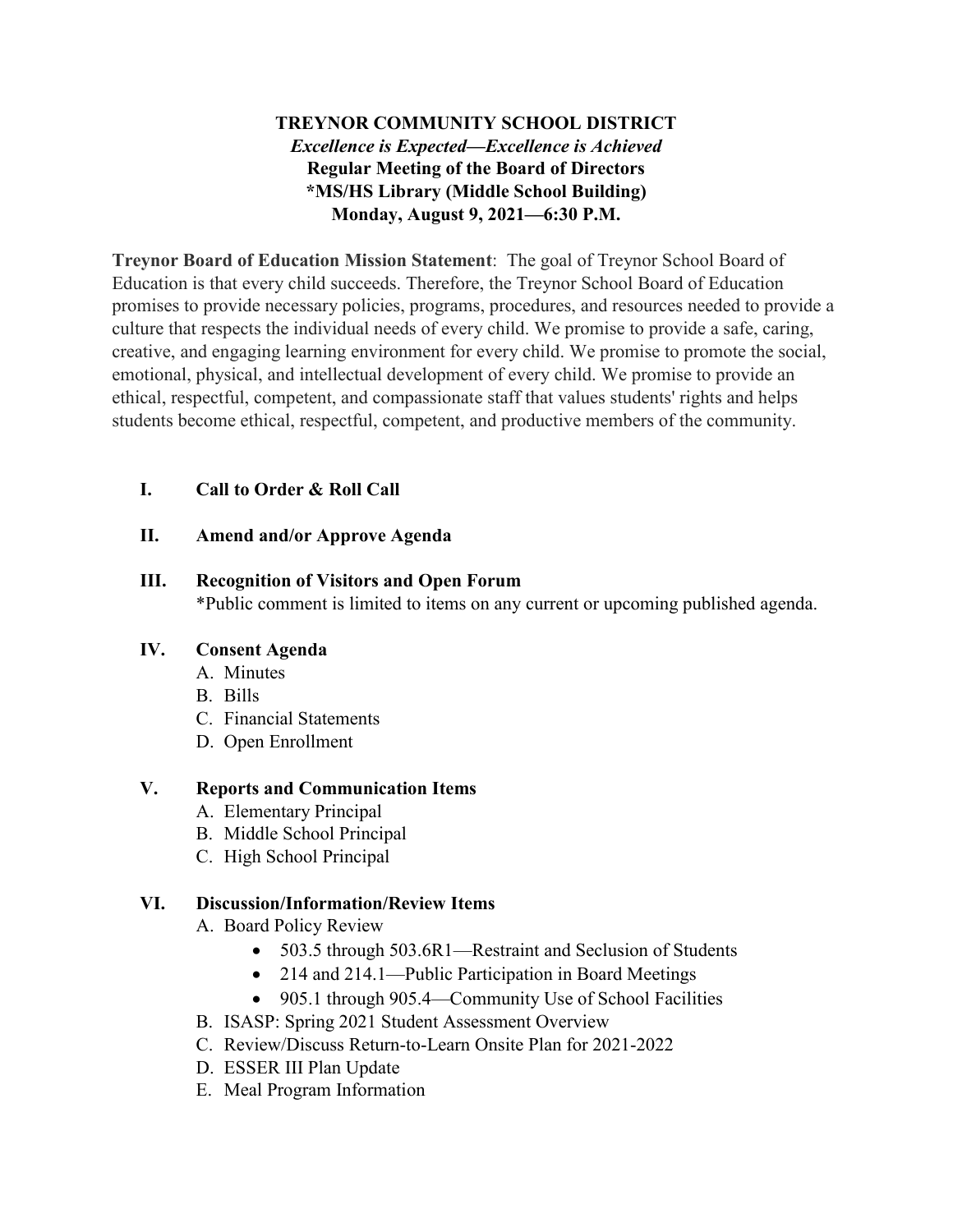**TREYNOR COMMUNITY SCHOOL DISTRICT**
***Excellence is Expected—Excellence is Achieved***
**Regular Meeting of the Board of Directors**
**\*MS/HS Library (Middle School Building)**
**Monday, August 9, 2021—6:30 P.M.**

**Treynor Board of Education Mission Statement**: The goal of Treynor School Board of Education is that every child succeeds. Therefore, the Treynor School Board of Education promises to provide necessary policies, programs, procedures, and resources needed to provide a culture that respects the individual needs of every child. We promise to provide a safe, caring, creative, and engaging learning environment for every child. We promise to promote the social, emotional, physical, and intellectual development of every child. We promise to provide an ethical, respectful, competent, and compassionate staff that values students' rights and helps students become ethical, respectful, competent, and productive members of the community.

**I. Call to Order & Roll Call**

**II. Amend and/or Approve Agenda**

**III. Recognition of Visitors and Open Forum**
*Public comment is limited to items on any current or upcoming published agenda.

**IV. Consent Agenda**
- A. Minutes
- B. Bills
- C. Financial Statements
- D. Open Enrollment

**V. Reports and Communication Items**
- A. Elementary Principal
- B. Middle School Principal
- C. High School Principal

**VI. Discussion/Information/Review Items**
- A. Board Policy Review
  - 503.5 through 503.6R1—Restraint and Seclusion of Students
  - 214 and 214.1—Public Participation in Board Meetings
  - 905.1 through 905.4—Community Use of School Facilities
- B. ISASP: Spring 2021 Student Assessment Overview
- C. Review/Discuss Return-to-Learn Onsite Plan for 2021-2022
- D. ESSER III Plan Update
- E. Meal Program Information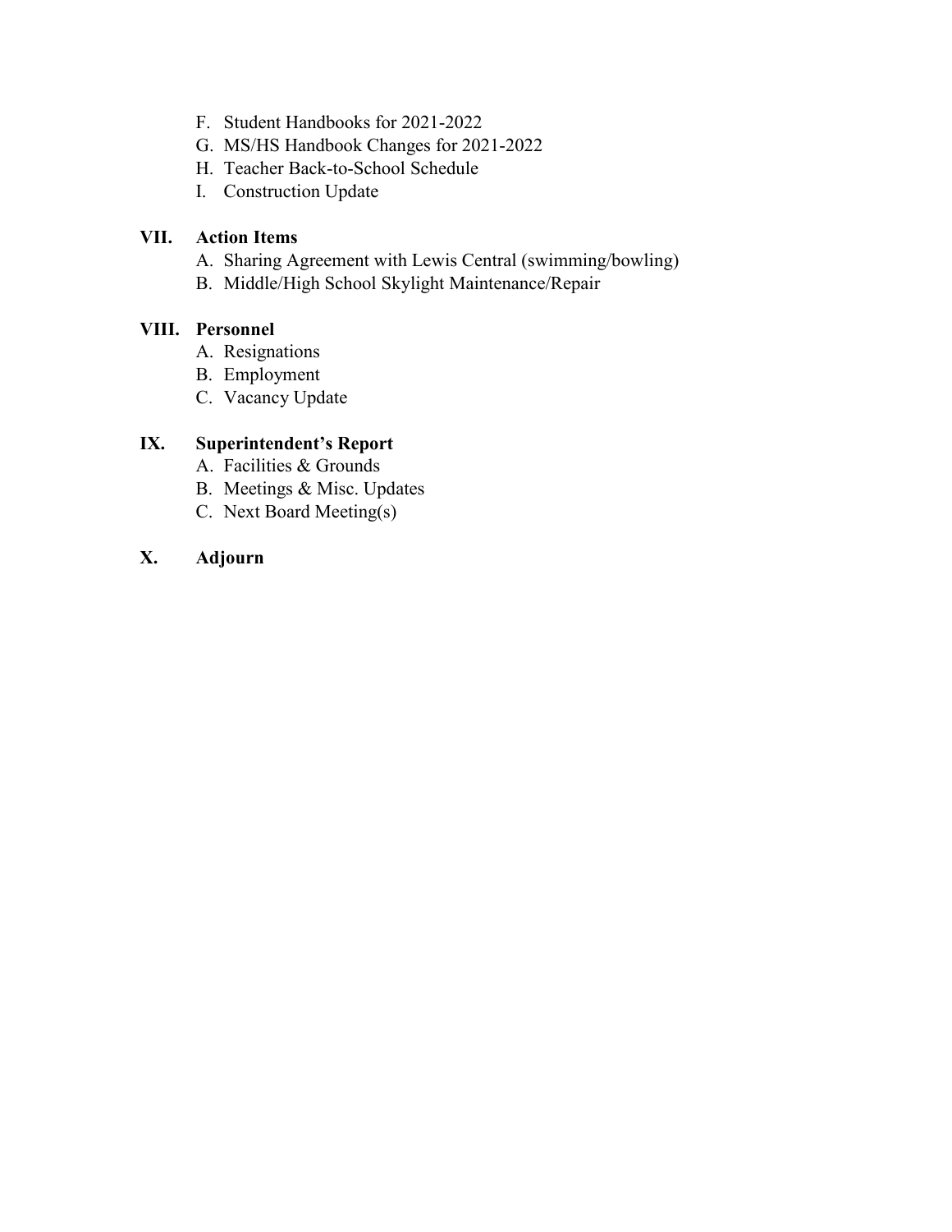F. Student Handbooks for 2021-2022
G. MS/HS Handbook Changes for 2021-2022
H. Teacher Back-to-School Schedule
I. Construction Update

**VII. Action Items**

A. Sharing Agreement with Lewis Central (swimming/bowling)
B. Middle/High School Skylight Maintenance/Repair

**VIII. Personnel**

A. Resignations
B. Employment
C. Vacancy Update

**IX. Superintendent's Report**

A. Facilities & Grounds
B. Meetings & Misc. Updates
C. Next Board Meeting(s)

**X. Adjourn**